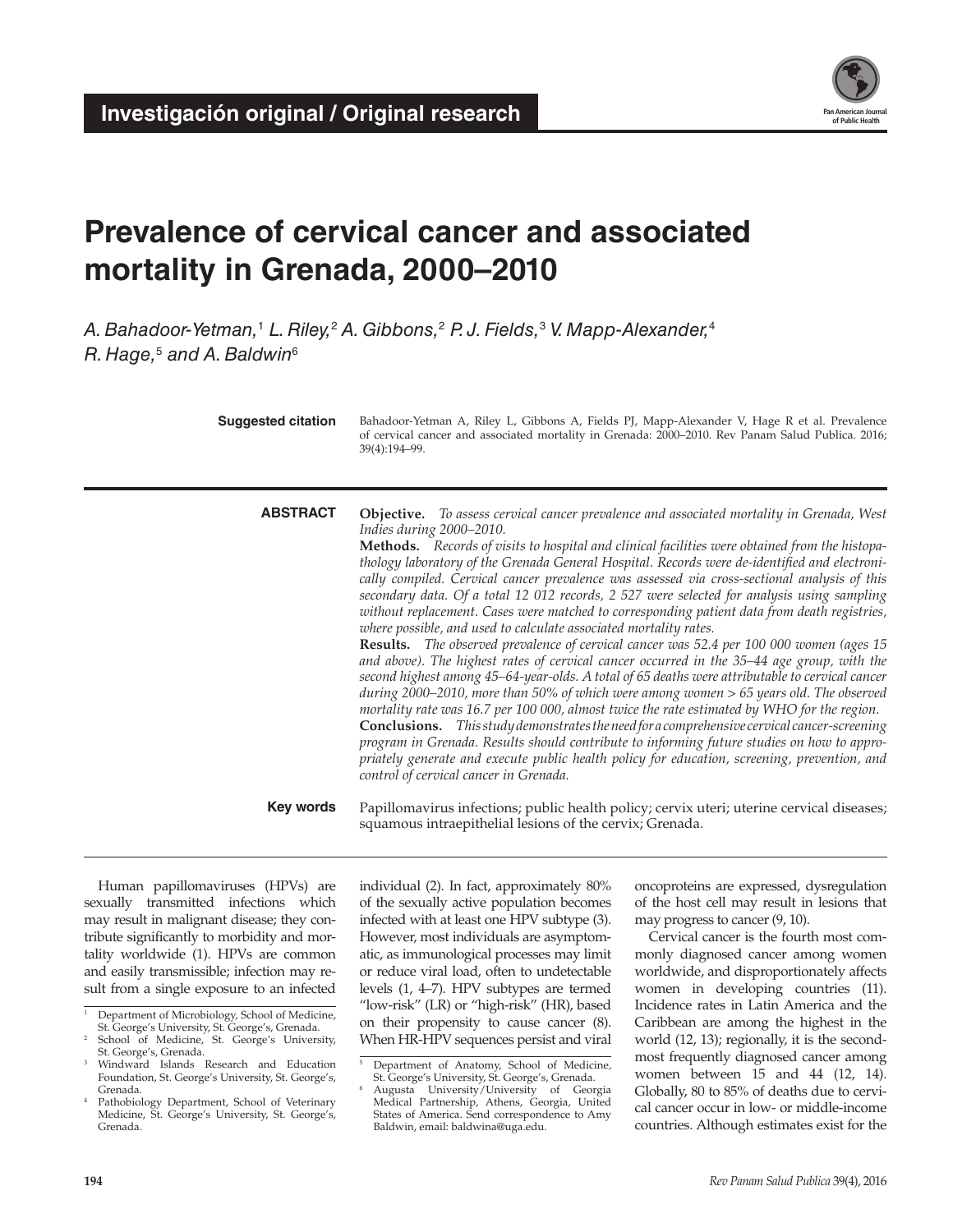**Investigación original / Original research**

# Prevalence of cervical cancer and associated mortality in Grenada, 2000–2010

*A. Bahadoor-Yetman,*[1] *L. Riley,*[2] *A. Gibbons,*[2] *P. J. Fields,*[3] *V. Mapp-Alexander,*[4] *R. Hage,*[5] *and A. Baldwin*[6]

**Suggested citation** Bahadoor-Yetman A, Riley L, Gibbons A, Fields PJ, Mapp-Alexander V, Hage R et al. Prevalence of cervical cancer and associated mortality in Grenada: 2000–2010. Rev Panam Salud Publica. 2016; 39(4):194–99.

## ABSTRACT

**Objective.** *To assess cervical cancer prevalence and associated mortality in Grenada, West Indies during 2000–2010.*

**Methods.** *Records of visits to hospital and clinical facilities were obtained from the histopathology laboratory of the Grenada General Hospital. Records were de-identified and electronically compiled. Cervical cancer prevalence was assessed via cross-sectional analysis of this secondary data. Of a total 12 012 records, 2 527 were selected for analysis using sampling without replacement. Cases were matched to corresponding patient data from death registries, where possible, and used to calculate associated mortality rates.*

**Results.** *The observed prevalence of cervical cancer was 52.4 per 100 000 women (ages 15 and above). The highest rates of cervical cancer occurred in the 35–44 age group, with the second highest among 45–64-year-olds. A total of 65 deaths were attributable to cervical cancer during 2000–2010, more than 50% of which were among women > 65 years old. The observed mortality rate was 16.7 per 100 000, almost twice the rate estimated by WHO for the region.*

**Conclusions.** *This study demonstrates the need for a comprehensive cervical cancer-screening program in Grenada. Results should contribute to informing future studies on how to appropriately generate and execute public health policy for education, screening, prevention, and control of cervical cancer in Grenada.*

**Key words** Papillomavirus infections; public health policy; cervix uteri; uterine cervical diseases; squamous intraepithelial lesions of the cervix; Grenada.

Human papillomaviruses (HPVs) are sexually transmitted infections which may result in malignant disease; they contribute significantly to morbidity and mortality worldwide (1). HPVs are common and easily transmissible; infection may result from a single exposure to an infected individual (2). In fact, approximately 80% of the sexually active population becomes infected with at least one HPV subtype (3). However, most individuals are asymptomatic, as immunological processes may limit or reduce viral load, often to undetectable levels (1, 4–7). HPV subtypes are termed "low-risk" (LR) or "high-risk" (HR), based on their propensity to cause cancer (8). When HR-HPV sequences persist and viral oncoproteins are expressed, dysregulation of the host cell may result in lesions that may progress to cancer (9, 10).

Cervical cancer is the fourth most commonly diagnosed cancer among women worldwide, and disproportionately affects women in developing countries (11). Incidence rates in Latin America and the Caribbean are among the highest in the world (12, 13); regionally, it is the second-most frequently diagnosed cancer among women between 15 and 44 (12, 14). Globally, 80 to 85% of deaths due to cervical cancer occur in low- or middle-income countries. Although estimates exist for the

---

[1] Department of Microbiology, School of Medicine, St. George's University, St. George's, Grenada.

[2] School of Medicine, St. George's University, St. George's, Grenada.

[3] Windward Islands Research and Education Foundation, St. George's University, St. George's, Grenada.

[4] Pathobiology Department, School of Veterinary Medicine, St. George's University, St. George's, Grenada.

[5] Department of Anatomy, School of Medicine, St. George's University, St. George's, Grenada.

[6] Augusta University/University of Georgia Medical Partnership, Athens, Georgia, United States of America. Send correspondence to Amy Baldwin, email: baldwina@uga.edu.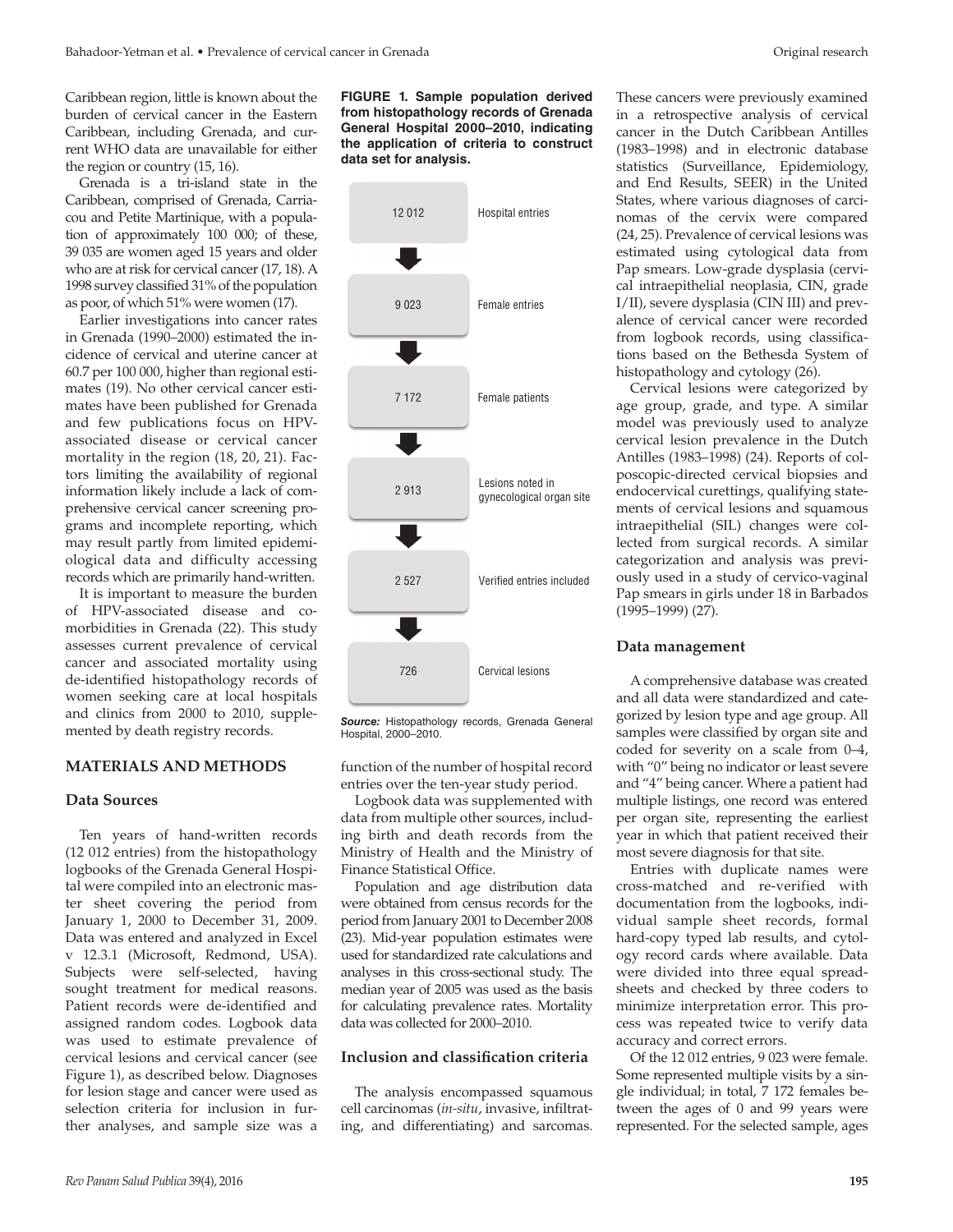Caribbean region, little is known about the burden of cervical cancer in the Eastern Caribbean, including Grenada, and current WHO data are unavailable for either the region or country (15, 16).

Grenada is a tri-island state in the Caribbean, comprised of Grenada, Carriacou and Petite Martinique, with a population of approximately 100 000; of these, 39 035 are women aged 15 years and older who are at risk for cervical cancer (17, 18). A 1998 survey classified 31% of the population as poor, of which 51% were women (17).

Earlier investigations into cancer rates in Grenada (1990–2000) estimated the incidence of cervical and uterine cancer at 60.7 per 100 000, higher than regional estimates (19). No other cervical cancer estimates have been published for Grenada and few publications focus on HPV-associated disease or cervical cancer mortality in the region (18, 20, 21). Factors limiting the availability of regional information likely include a lack of comprehensive cervical cancer screening programs and incomplete reporting, which may result partly from limited epidemiological data and difficulty accessing records which are primarily hand-written.

It is important to measure the burden of HPV-associated disease and comorbidities in Grenada (22). This study assesses current prevalence of cervical cancer and associated mortality using de-identified histopathology records of women seeking care at local hospitals and clinics from 2000 to 2010, supplemented by death registry records.

## MATERIALS AND METHODS

### Data Sources

Ten years of hand-written records (12 012 entries) from the histopathology logbooks of the Grenada General Hospital were compiled into an electronic master sheet covering the period from January 1, 2000 to December 31, 2009. Data was entered and analyzed in Excel v 12.3.1 (Microsoft, Redmond, USA). Subjects were self-selected, having sought treatment for medical reasons. Patient records were de-identified and assigned random codes. Logbook data was used to estimate prevalence of cervical lesions and cervical cancer (see Figure 1), as described below. Diagnoses for lesion stage and cancer were used as selection criteria for inclusion in further analyses, and sample size was a function of the number of hospital record entries over the ten-year study period.

**FIGURE 1. Sample population derived from histopathology records of Grenada General Hospital 2000–2010, indicating the application of criteria to construct data set for analysis.**

| Count | Stage |
|---|---|
| 12 012 | Hospital entries |
| 9 023 | Female entries |
| 7 172 | Female patients |
| 2 913 | Lesions noted in gynecological organ site |
| 2 527 | Verified entries included |
| 726 | Cervical lesions |

*Source:* Histopathology records, Grenada General Hospital, 2000–2010.

Logbook data was supplemented with data from multiple other sources, including birth and death records from the Ministry of Health and the Ministry of Finance Statistical Office.

Population and age distribution data were obtained from census records for the period from January 2001 to December 2008 (23). Mid-year population estimates were used for standardized rate calculations and analyses in this cross-sectional study. The median year of 2005 was used as the basis for calculating prevalence rates. Mortality data was collected for 2000–2010.

### Inclusion and classification criteria

The analysis encompassed squamous cell carcinomas (*in-situ*, invasive, infiltrating, and differentiating) and sarcomas. These cancers were previously examined in a retrospective analysis of cervical cancer in the Dutch Caribbean Antilles (1983–1998) and in electronic database statistics (Surveillance, Epidemiology, and End Results, SEER) in the United States, where various diagnoses of carcinomas of the cervix were compared (24, 25). Prevalence of cervical lesions was estimated using cytological data from Pap smears. Low-grade dysplasia (cervical intraepithelial neoplasia, CIN, grade I/II), severe dysplasia (CIN III) and prevalence of cervical cancer were recorded from logbook records, using classifications based on the Bethesda System of histopathology and cytology (26).

Cervical lesions were categorized by age group, grade, and type. A similar model was previously used to analyze cervical lesion prevalence in the Dutch Antilles (1983–1998) (24). Reports of colposcopic-directed cervical biopsies and endocervical curettings, qualifying statements of cervical lesions and squamous intraepithelial (SIL) changes were collected from surgical records. A similar categorization and analysis was previously used in a study of cervico-vaginal Pap smears in girls under 18 in Barbados (1995–1999) (27).

### Data management

A comprehensive database was created and all data were standardized and categorized by lesion type and age group. All samples were classified by organ site and coded for severity on a scale from 0–4, with "0" being no indicator or least severe and "4" being cancer. Where a patient had multiple listings, one record was entered per organ site, representing the earliest year in which that patient received their most severe diagnosis for that site.

Entries with duplicate names were cross-matched and re-verified with documentation from the logbooks, individual sample sheet records, formal hard-copy typed lab results, and cytology record cards where available. Data were divided into three equal spreadsheets and checked by three coders to minimize interpretation error. This process was repeated twice to verify data accuracy and correct errors.

Of the 12 012 entries, 9 023 were female. Some represented multiple visits by a single individual; in total, 7 172 females between the ages of 0 and 99 years were represented. For the selected sample, ages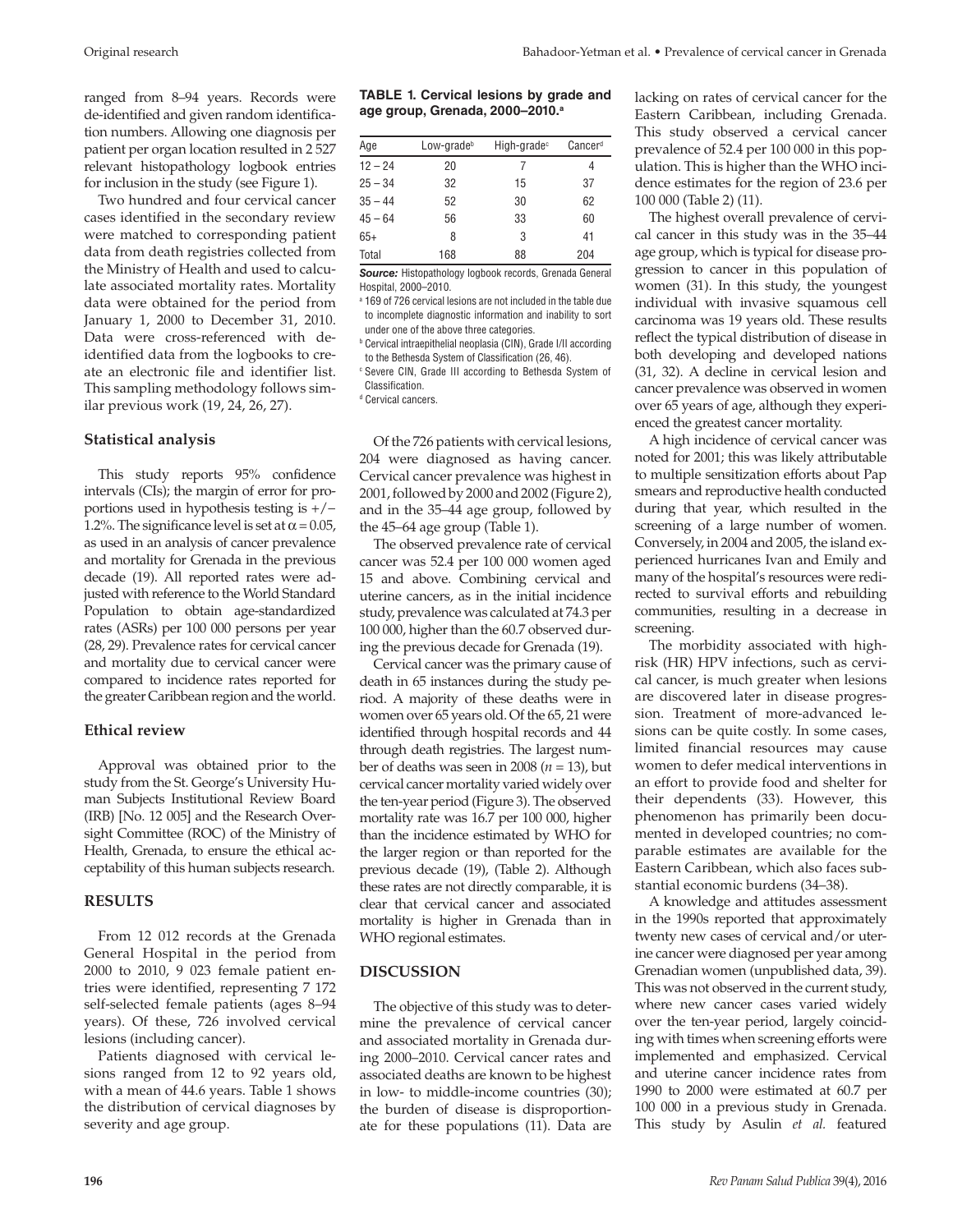ranged from 8–94 years. Records were de-identified and given random identification numbers. Allowing one diagnosis per patient per organ location resulted in 2 527 relevant histopathology logbook entries for inclusion in the study (see Figure 1).

Two hundred and four cervical cancer cases identified in the secondary review were matched to corresponding patient data from death registries collected from the Ministry of Health and used to calculate associated mortality rates. Mortality data were obtained for the period from January 1, 2000 to December 31, 2010. Data were cross-referenced with de-identified data from the logbooks to create an electronic file and identifier list. This sampling methodology follows similar previous work (19, 24, 26, 27).

### Statistical analysis

This study reports 95% confidence intervals (CIs); the margin of error for proportions used in hypothesis testing is +/− 1.2%. The significance level is set at $\alpha = 0.05$, as used in an analysis of cancer prevalence and mortality for Grenada in the previous decade (19). All reported rates were adjusted with reference to the World Standard Population to obtain age-standardized rates (ASRs) per 100 000 persons per year (28, 29). Prevalence rates for cervical cancer and mortality due to cervical cancer were compared to incidence rates reported for the greater Caribbean region and the world.

### Ethical review

Approval was obtained prior to the study from the St. George's University Human Subjects Institutional Review Board (IRB) [No. 12 005] and the Research Oversight Committee (ROC) of the Ministry of Health, Grenada, to ensure the ethical acceptability of this human subjects research.

## RESULTS

From 12 012 records at the Grenada General Hospital in the period from 2000 to 2010, 9 023 female patient entries were identified, representing 7 172 self-selected female patients (ages 8–94 years). Of these, 726 involved cervical lesions (including cancer).

Patients diagnosed with cervical lesions ranged from 12 to 92 years old, with a mean of 44.6 years. Table 1 shows the distribution of cervical diagnoses by severity and age group.

**TABLE 1. Cervical lesions by grade and age group, Grenada, 2000–2010.**[a]

| Age | Low-grade[b] | High-grade[c] | Cancer[d] |
|---|---|---|---|
| 12 – 24 | 20 | 7 | 4 |
| 25 – 34 | 32 | 15 | 37 |
| 35 – 44 | 52 | 30 | 62 |
| 45 – 64 | 56 | 33 | 60 |
| 65+ | 8 | 3 | 41 |
| Total | 168 | 88 | 204 |

***Source:*** Histopathology logbook records, Grenada General Hospital, 2000–2010.

[a] 169 of 726 cervical lesions are not included in the table due to incomplete diagnostic information and inability to sort under one of the above three categories.

[b] Cervical intraepithelial neoplasia (CIN), Grade I/II according to the Bethesda System of Classification (26, 46).

[c] Severe CIN, Grade III according to Bethesda System of Classification.

[d] Cervical cancers.

Of the 726 patients with cervical lesions, 204 were diagnosed as having cancer. Cervical cancer prevalence was highest in 2001, followed by 2000 and 2002 (Figure 2), and in the 35–44 age group, followed by the 45–64 age group (Table 1).

The observed prevalence rate of cervical cancer was 52.4 per 100 000 women aged 15 and above. Combining cervical and uterine cancers, as in the initial incidence study, prevalence was calculated at 74.3 per 100 000, higher than the 60.7 observed during the previous decade for Grenada (19).

Cervical cancer was the primary cause of death in 65 instances during the study period. A majority of these deaths were in women over 65 years old. Of the 65, 21 were identified through hospital records and 44 through death registries. The largest number of deaths was seen in 2008 ($n = 13$), but cervical cancer mortality varied widely over the ten-year period (Figure 3). The observed mortality rate was 16.7 per 100 000, higher than the incidence estimated by WHO for the larger region or than reported for the previous decade (19), (Table 2). Although these rates are not directly comparable, it is clear that cervical cancer and associated mortality is higher in Grenada than in WHO regional estimates.

## DISCUSSION

The objective of this study was to determine the prevalence of cervical cancer and associated mortality in Grenada during 2000–2010. Cervical cancer rates and associated deaths are known to be highest in low- to middle-income countries (30); the burden of disease is disproportionate for these populations (11). Data are lacking on rates of cervical cancer for the Eastern Caribbean, including Grenada. This study observed a cervical cancer prevalence of 52.4 per 100 000 in this population. This is higher than the WHO incidence estimates for the region of 23.6 per 100 000 (Table 2) (11).

The highest overall prevalence of cervical cancer in this study was in the 35–44 age group, which is typical for disease progression to cancer in this population of women (31). In this study, the youngest individual with invasive squamous cell carcinoma was 19 years old. These results reflect the typical distribution of disease in both developing and developed nations (31, 32). A decline in cervical lesion and cancer prevalence was observed in women over 65 years of age, although they experienced the greatest cancer mortality.

A high incidence of cervical cancer was noted for 2001; this was likely attributable to multiple sensitization efforts about Pap smears and reproductive health conducted during that year, which resulted in the screening of a large number of women. Conversely, in 2004 and 2005, the island experienced hurricanes Ivan and Emily and many of the hospital's resources were redirected to survival efforts and rebuilding communities, resulting in a decrease in screening.

The morbidity associated with high-risk (HR) HPV infections, such as cervical cancer, is much greater when lesions are discovered later in disease progression. Treatment of more-advanced lesions can be quite costly. In some cases, limited financial resources may cause women to defer medical interventions in an effort to provide food and shelter for their dependents (33). However, this phenomenon has primarily been documented in developed countries; no comparable estimates are available for the Eastern Caribbean, which also faces substantial economic burdens (34–38).

A knowledge and attitudes assessment in the 1990s reported that approximately twenty new cases of cervical and/or uterine cancer were diagnosed per year among Grenadian women (unpublished data, 39). This was not observed in the current study, where new cancer cases varied widely over the ten-year period, largely coinciding with times when screening efforts were implemented and emphasized. Cervical and uterine cancer incidence rates from 1990 to 2000 were estimated at 60.7 per 100 000 in a previous study in Grenada. This study by Asulin *et al.* featured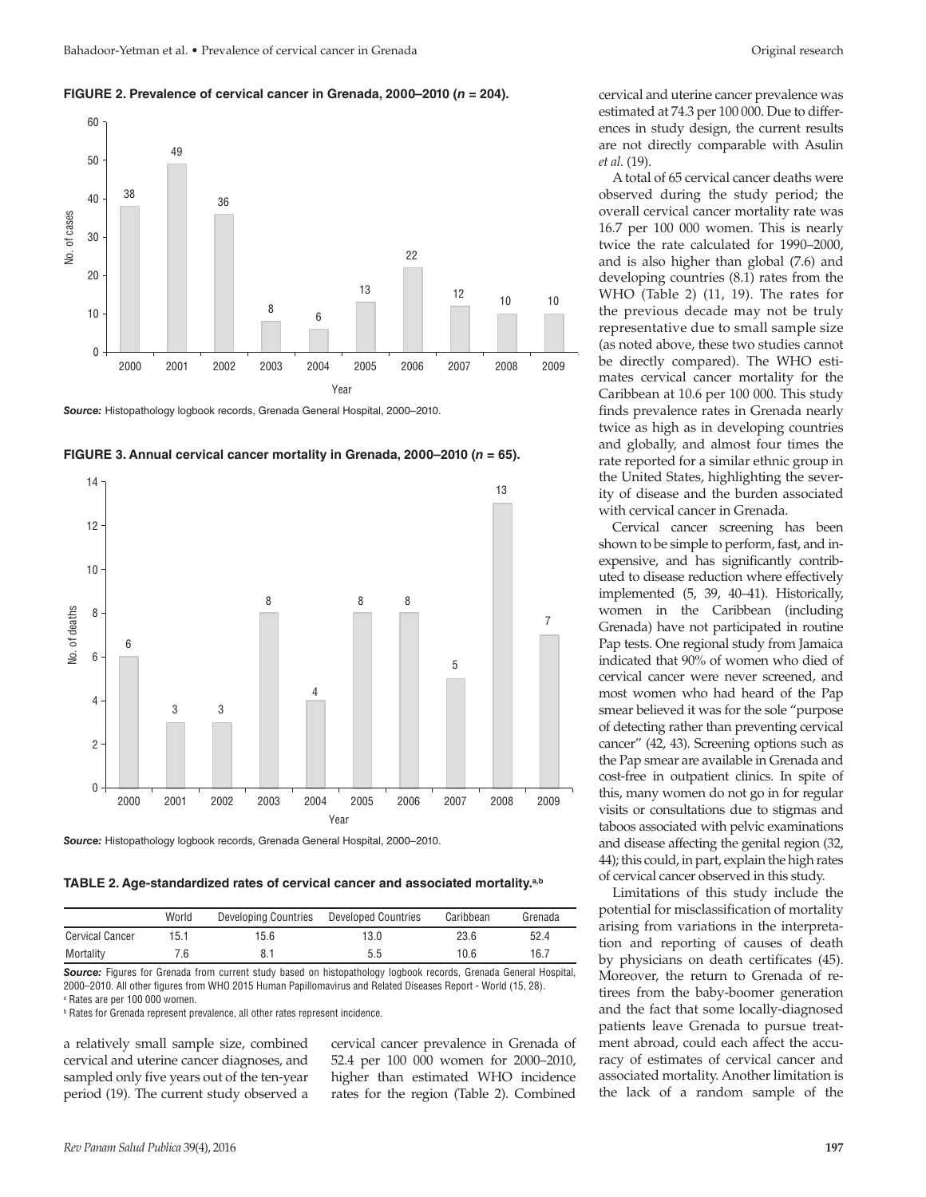**FIGURE 2. Prevalence of cervical cancer in Grenada, 2000–2010 (*n* = 204).**

*Source:* Histopathology logbook records, Grenada General Hospital, 2000–2010.

**FIGURE 3. Annual cervical cancer mortality in Grenada, 2000–2010 (*n* = 65).**

*Source:* Histopathology logbook records, Grenada General Hospital, 2000–2010.

**TABLE 2. Age-standardized rates of cervical cancer and associated mortality.[a,b]**

| | World | Developing Countries | Developed Countries | Caribbean | Grenada |
|---|---|---|---|---|---|
| Cervical Cancer | 15.1 | 15.6 | 13.0 | 23.6 | 52.4 |
| Mortality | 7.6 | 8.1 | 5.5 | 10.6 | 16.7 |

*Source:* Figures for Grenada from current study based on histopathology logbook records, Grenada General Hospital, 2000–2010. All other figures from WHO 2015 Human Papillomavirus and Related Diseases Report - World (15, 28).
[a] Rates are per 100 000 women.
[b] Rates for Grenada represent prevalence, all other rates represent incidence.

a relatively small sample size, combined cervical and uterine cancer diagnoses, and sampled only five years out of the ten-year period (19). The current study observed a cervical cancer prevalence in Grenada of 52.4 per 100 000 women for 2000–2010, higher than estimated WHO incidence rates for the region (Table 2). Combined cervical and uterine cancer prevalence was estimated at 74.3 per 100 000. Due to differences in study design, the current results are not directly comparable with Asulin *et al.* (19).

A total of 65 cervical cancer deaths were observed during the study period; the overall cervical cancer mortality rate was 16.7 per 100 000 women. This is nearly twice the rate calculated for 1990–2000, and is also higher than global (7.6) and developing countries (8.1) rates from the WHO (Table 2) (11, 19). The rates for the previous decade may not be truly representative due to small sample size (as noted above, these two studies cannot be directly compared). The WHO estimates cervical cancer mortality for the Caribbean at 10.6 per 100 000. This study finds prevalence rates in Grenada nearly twice as high as in developing countries and globally, and almost four times the rate reported for a similar ethnic group in the United States, highlighting the severity of disease and the burden associated with cervical cancer in Grenada.

Cervical cancer screening has been shown to be simple to perform, fast, and inexpensive, and has significantly contributed to disease reduction where effectively implemented (5, 39, 40–41). Historically, women in the Caribbean (including Grenada) have not participated in routine Pap tests. One regional study from Jamaica indicated that 90% of women who died of cervical cancer were never screened, and most women who had heard of the Pap smear believed it was for the sole "purpose of detecting rather than preventing cervical cancer" (42, 43). Screening options such as the Pap smear are available in Grenada and cost-free in outpatient clinics. In spite of this, many women do not go in for regular visits or consultations due to stigmas and taboos associated with pelvic examinations and disease affecting the genital region (32, 44); this could, in part, explain the high rates of cervical cancer observed in this study.

Limitations of this study include the potential for misclassification of mortality arising from variations in the interpretation and reporting of causes of death by physicians on death certificates (45). Moreover, the return to Grenada of retirees from the baby-boomer generation and the fact that some locally-diagnosed patients leave Grenada to pursue treatment abroad, could each affect the accuracy of estimates of cervical cancer and associated mortality. Another limitation is the lack of a random sample of the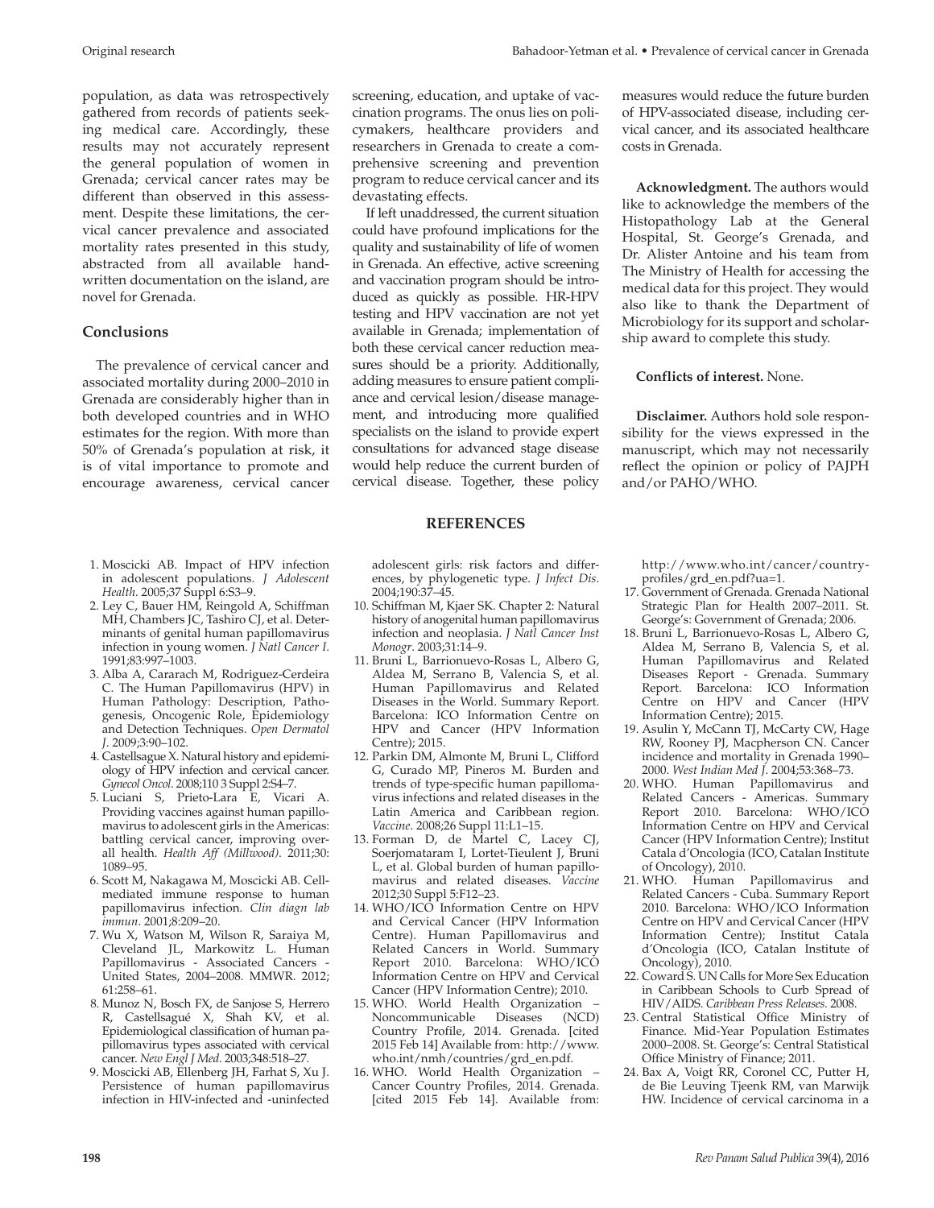population, as data was retrospectively gathered from records of patients seeking medical care. Accordingly, these results may not accurately represent the general population of women in Grenada; cervical cancer rates may be different than observed in this assessment. Despite these limitations, the cervical cancer prevalence and associated mortality rates presented in this study, abstracted from all available handwritten documentation on the island, are novel for Grenada.

## Conclusions

The prevalence of cervical cancer and associated mortality during 2000–2010 in Grenada are considerably higher than in both developed countries and in WHO estimates for the region. With more than 50% of Grenada's population at risk, it is of vital importance to promote and encourage awareness, cervical cancer screening, education, and uptake of vaccination programs. The onus lies on policymakers, healthcare providers and researchers in Grenada to create a comprehensive screening and prevention program to reduce cervical cancer and its devastating effects.

If left unaddressed, the current situation could have profound implications for the quality and sustainability of life of women in Grenada. An effective, active screening and vaccination program should be introduced as quickly as possible. HR-HPV testing and HPV vaccination are not yet available in Grenada; implementation of both these cervical cancer reduction measures should be a priority. Additionally, adding measures to ensure patient compliance and cervical lesion/disease management, and introducing more qualified specialists on the island to provide expert consultations for advanced stage disease would help reduce the current burden of cervical disease. Together, these policy measures would reduce the future burden of HPV-associated disease, including cervical cancer, and its associated healthcare costs in Grenada.

**Acknowledgment.** The authors would like to acknowledge the members of the Histopathology Lab at the General Hospital, St. George's Grenada, and Dr. Alister Antoine and his team from The Ministry of Health for accessing the medical data for this project. They would also like to thank the Department of Microbiology for its support and scholarship award to complete this study.

**Conflicts of interest.** None.

**Disclaimer.** Authors hold sole responsibility for the views expressed in the manuscript, which may not necessarily reflect the opinion or policy of PAJPH and/or PAHO/WHO.

## REFERENCES

1. Moscicki AB. Impact of HPV infection in adolescent populations. *J Adolescent Health*. 2005;37 Suppl 6:S3–9.
2. Ley C, Bauer HM, Reingold A, Schiffman MH, Chambers JC, Tashiro CJ, et al. Determinants of genital human papillomavirus infection in young women. *J Natl Cancer I*. 1991;83:997–1003.
3. Alba A, Cararach M, Rodriguez-Cerdeira C. The Human Papillomavirus (HPV) in Human Pathology: Description, Pathogenesis, Oncogenic Role, Epidemiology and Detection Techniques. *Open Dermatol J*. 2009;3:90–102.
4. Castellsague X. Natural history and epidemiology of HPV infection and cervical cancer. *Gynecol Oncol*. 2008;110 3 Suppl 2:S4–7.
5. Luciani S, Prieto-Lara E, Vicari A. Providing vaccines against human papillomavirus to adolescent girls in the Americas: battling cervical cancer, improving overall health. *Health Aff (Millwood)*. 2011;30: 1089–95.
6. Scott M, Nakagawa M, Moscicki AB. Cell-mediated immune response to human papillomavirus infection. *Clin diagn lab immun*. 2001;8:209–20.
7. Wu X, Watson M, Wilson R, Saraiya M, Cleveland JL, Markowitz L. Human Papillomavirus - Associated Cancers - United States, 2004–2008. MMWR. 2012; 61:258–61.
8. Munoz N, Bosch FX, de Sanjose S, Herrero R, Castellsagué X, Shah KV, et al. Epidemiological classification of human papillomavirus types associated with cervical cancer. *New Engl J Med*. 2003;348:518–27.
9. Moscicki AB, Ellenberg JH, Farhat S, Xu J. Persistence of human papillomavirus infection in HIV-infected and -uninfected adolescent girls: risk factors and differences, by phylogenetic type. *J Infect Dis*. 2004;190:37–45.
10. Schiffman M, Kjaer SK. Chapter 2: Natural history of anogenital human papillomavirus infection and neoplasia. *J Natl Cancer Inst Monogr*. 2003;31:14–9.
11. Bruni L, Barrionuevo-Rosas L, Albero G, Aldea M, Serrano B, Valencia S, et al. Human Papillomavirus and Related Diseases in the World. Summary Report. Barcelona: ICO Information Centre on HPV and Cancer (HPV Information Centre); 2015.
12. Parkin DM, Almonte M, Bruni L, Clifford G, Curado MP, Pineros M. Burden and trends of type-specific human papillomavirus infections and related diseases in the Latin America and Caribbean region. *Vaccine*. 2008;26 Suppl 11:L1–15.
13. Forman D, de Martel C, Lacey CJ, Soerjomataram I, Lortet-Tieulent J, Bruni L, et al. Global burden of human papillomavirus and related diseases. *Vaccine* 2012;30 Suppl 5:F12–23.
14. WHO/ICO Information Centre on HPV and Cervical Cancer (HPV Information Centre). Human Papillomavirus and Related Cancers in World. Summary Report 2010. Barcelona: WHO/ICO Information Centre on HPV and Cervical Cancer (HPV Information Centre); 2010.
15. WHO. World Health Organization – Noncommunicable Diseases (NCD) Country Profile, 2014. Grenada. [cited 2015 Feb 14] Available from: http://www.who.int/nmh/countries/grd_en.pdf.
16. WHO. World Health Organization – Cancer Country Profiles, 2014. Grenada. [cited 2015 Feb 14]. Available from: http://www.who.int/cancer/country-profiles/grd_en.pdf?ua=1.
17. Government of Grenada. Grenada National Strategic Plan for Health 2007–2011. St. George's: Government of Grenada; 2006.
18. Bruni L, Barrionuevo-Rosas L, Albero G, Aldea M, Serrano B, Valencia S, et al. Human Papillomavirus and Related Diseases Report - Grenada. Summary Report. Barcelona: ICO Information Centre on HPV and Cancer (HPV Information Centre); 2015.
19. Asulin Y, McCann TJ, McCarty CW, Hage RW, Rooney PJ, Macpherson CN. Cancer incidence and mortality in Grenada 1990–2000. *West Indian Med J*. 2004;53:368–73.
20. WHO. Human Papillomavirus and Related Cancers - Americas. Summary Report 2010. Barcelona: WHO/ICO Information Centre on HPV and Cervical Cancer (HPV Information Centre); Institut Catala d'Oncologia (ICO, Catalan Institute of Oncology), 2010.
21. WHO. Human Papillomavirus and Related Cancers - Cuba. Summary Report 2010. Barcelona: WHO/ICO Information Centre on HPV and Cervical Cancer (HPV Information Centre); Institut Catala d'Oncologia (ICO, Catalan Institute of Oncology), 2010.
22. Coward S. UN Calls for More Sex Education in Caribbean Schools to Curb Spread of HIV/AIDS. *Caribbean Press Releases*. 2008.
23. Central Statistical Office Ministry of Finance. Mid-Year Population Estimates 2000–2008. St. George's: Central Statistical Office Ministry of Finance; 2011.
24. Bax A, Voigt RR, Coronel CC, Putter H, de Bie Leuving Tjeenk RM, van Marwijk HW. Incidence of cervical carcinoma in a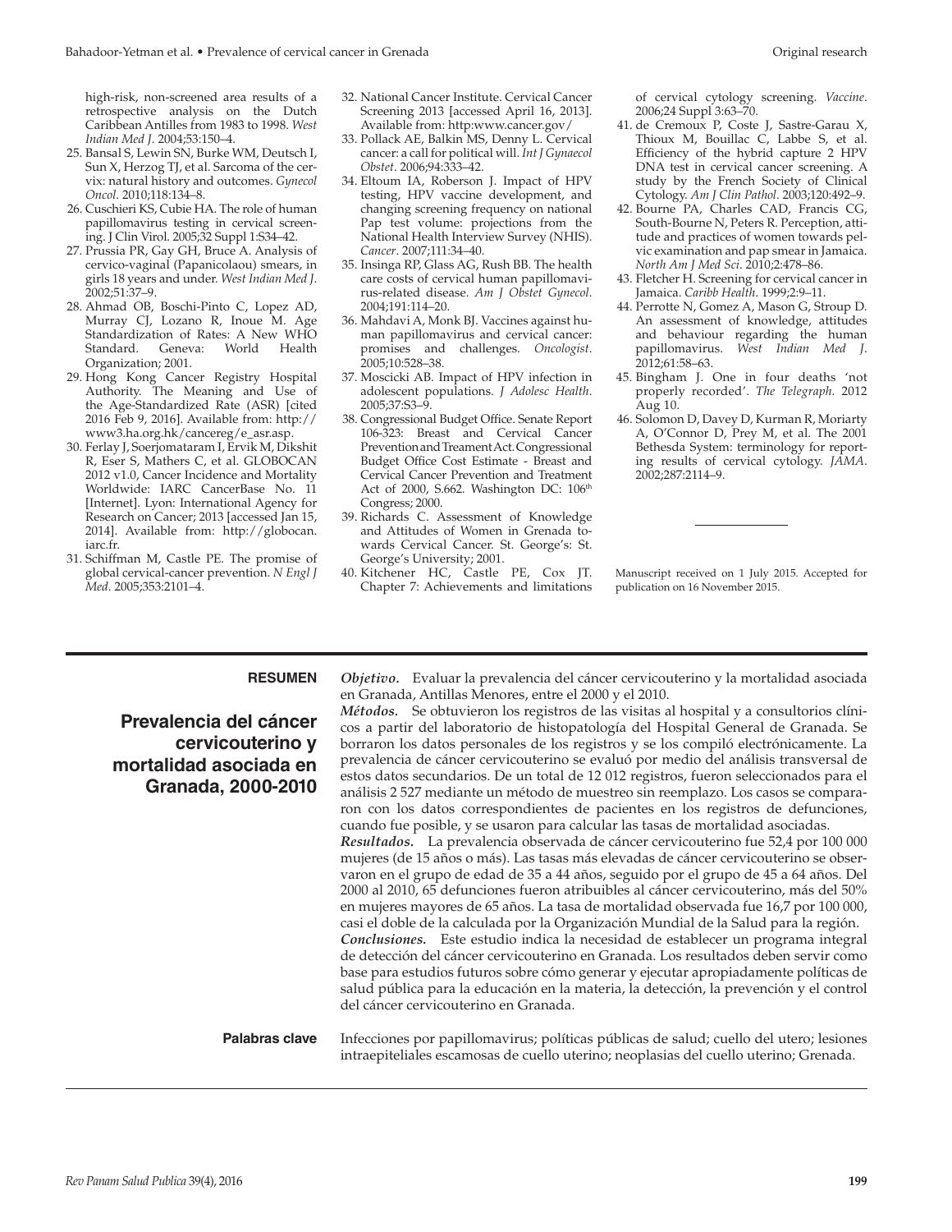high-risk, non-screened area results of a retrospective analysis on the Dutch Caribbean Antilles from 1983 to 1998. *West Indian Med J*. 2004;53:150–4.

25. Bansal S, Lewin SN, Burke WM, Deutsch I, Sun X, Herzog TJ, et al. Sarcoma of the cervix: natural history and outcomes. *Gynecol Oncol*. 2010;118:134–8.
26. Cuschieri KS, Cubie HA. The role of human papillomavirus testing in cervical screening. J Clin Virol. 2005;32 Suppl 1:S34–42.
27. Prussia PR, Gay GH, Bruce A. Analysis of cervico-vaginal (Papanicolaou) smears, in girls 18 years and under. *West Indian Med J*. 2002;51:37–9.
28. Ahmad OB, Boschi-Pinto C, Lopez AD, Murray CJ, Lozano R, Inoue M. Age Standardization of Rates: A New WHO Standard. Geneva: World Health Organization; 2001.
29. Hong Kong Cancer Registry Hospital Authority. The Meaning and Use of the Age-Standardized Rate (ASR) [cited 2016 Feb 9, 2016]. Available from: http://www3.ha.org.hk/cancereg/e_asr.asp.
30. Ferlay J, Soerjomataram I, Ervik M, Dikshit R, Eser S, Mathers C, et al. GLOBOCAN 2012 v1.0, Cancer Incidence and Mortality Worldwide: IARC CancerBase No. 11 [Internet]. Lyon: International Agency for Research on Cancer; 2013 [accessed Jan 15, 2014]. Available from: http://globocan.iarc.fr.
31. Schiffman M, Castle PE. The promise of global cervical-cancer prevention. *N Engl J Med*. 2005;353:2101–4.
32. National Cancer Institute. Cervical Cancer Screening 2013 [accessed April 16, 2013]. Available from: http:www.cancer.gov/
33. Pollack AE, Balkin MS, Denny L. Cervical cancer: a call for political will. *Int J Gynaecol Obstet*. 2006;94:333–42.
34. Eltoum IA, Roberson J. Impact of HPV testing, HPV vaccine development, and changing screening frequency on national Pap test volume: projections from the National Health Interview Survey (NHIS). *Cancer*. 2007;111:34–40.
35. Insinga RP, Glass AG, Rush BB. The health care costs of cervical human papillomavirus-related disease. *Am J Obstet Gynecol*. 2004;191:114–20.
36. Mahdavi A, Monk BJ. Vaccines against human papillomavirus and cervical cancer: promises and challenges. *Oncologist*. 2005;10:528–38.
37. Moscicki AB. Impact of HPV infection in adolescent populations. *J Adolesc Health*. 2005;37:S3–9.
38. Congressional Budget Office. Senate Report 106-323: Breast and Cervical Cancer Prevention and Treament Act. Congressional Budget Office Cost Estimate - Breast and Cervical Cancer Prevention and Treatment Act of 2000, S.662. Washington DC: 106th Congress; 2000.
39. Richards C. Assessment of Knowledge and Attitudes of Women in Grenada towards Cervical Cancer. St. George's: St. George's University; 2001.
40. Kitchener HC, Castle PE, Cox JT. Chapter 7: Achievements and limitations of cervical cytology screening. *Vaccine*. 2006;24 Suppl 3:63–70.
41. de Cremoux P, Coste J, Sastre-Garau X, Thioux M, Bouillac C, Labbe S, et al. Efficiency of the hybrid capture 2 HPV DNA test in cervical cancer screening. A study by the French Society of Clinical Cytology. *Am J Clin Pathol*. 2003;120:492–9.
42. Bourne PA, Charles CAD, Francis CG, South-Bourne N, Peters R. Perception, attitude and practices of women towards pelvic examination and pap smear in Jamaica. *North Am J Med Sci*. 2010;2:478–86.
43. Fletcher H. Screening for cervical cancer in Jamaica. *Caribb Health*. 1999;2:9–11.
44. Perrotte N, Gomez A, Mason G, Stroup D. An assessment of knowledge, attitudes and behaviour regarding the human papillomavirus. *West Indian Med J*. 2012;61:58–63.
45. Bingham J. One in four deaths 'not properly recorded'. *The Telegraph.* 2012 Aug 10.
46. Solomon D, Davey D, Kurman R, Moriarty A, O'Connor D, Prey M, et al. The 2001 Bethesda System: terminology for reporting results of cervical cytology. *JAMA*. 2002;287:2114–9.

Manuscript received on 1 July 2015. Accepted for publication on 16 November 2015.

---

**RESUMEN**

## Prevalencia del cáncer cervicouterino y mortalidad asociada en Granada, 2000-2010

***Objetivo.*** Evaluar la prevalencia del cáncer cervicouterino y la mortalidad asociada en Granada, Antillas Menores, entre el 2000 y el 2010.

***Métodos.*** Se obtuvieron los registros de las visitas al hospital y a consultorios clínicos a partir del laboratorio de histopatología del Hospital General de Granada. Se borraron los datos personales de los registros y se los compiló electrónicamente. La prevalencia de cáncer cervicouterino se evaluó por medio del análisis transversal de estos datos secundarios. De un total de 12 012 registros, fueron seleccionados para el análisis 2 527 mediante un método de muestreo sin reemplazo. Los casos se compararon con los datos correspondientes de pacientes en los registros de defunciones, cuando fue posible, y se usaron para calcular las tasas de mortalidad asociadas.

***Resultados.*** La prevalencia observada de cáncer cervicouterino fue 52,4 por 100 000 mujeres (de 15 años o más). Las tasas más elevadas de cáncer cervicouterino se observaron en el grupo de edad de 35 a 44 años, seguido por el grupo de 45 a 64 años. Del 2000 al 2010, 65 defunciones fueron atribuibles al cáncer cervicouterino, más del 50% en mujeres mayores de 65 años. La tasa de mortalidad observada fue 16,7 por 100 000, casi el doble de la calculada por la Organización Mundial de la Salud para la región.

***Conclusiones.*** Este estudio indica la necesidad de establecer un programa integral de detección del cáncer cervicouterino en Granada. Los resultados deben servir como base para estudios futuros sobre cómo generar y ejecutar apropiadamente políticas de salud pública para la educación en la materia, la detección, la prevención y el control del cáncer cervicouterino en Granada.

**Palabras clave** Infecciones por papillomavirus; políticas públicas de salud; cuello del utero; lesiones intraepiteliales escamosas de cuello uterino; neoplasias del cuello uterino; Grenada.